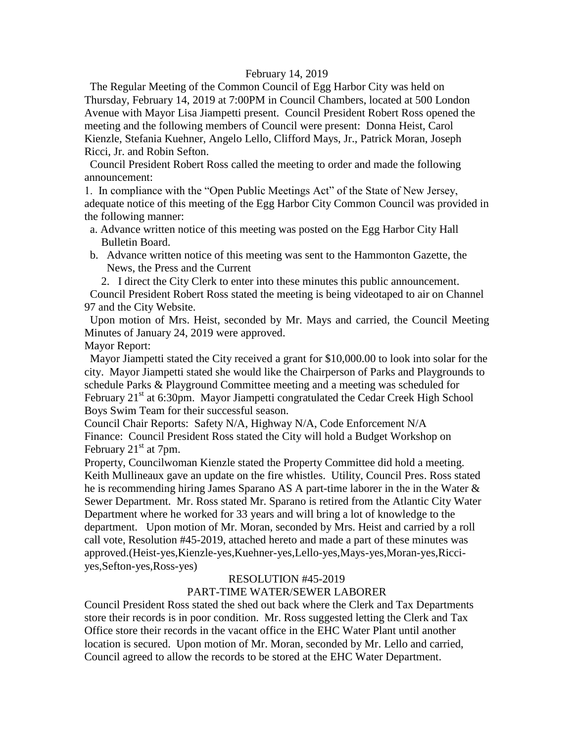February 14, 2019

The Regular Meeting of the Common Council of Egg Harbor City was held on Thursday, February 14, 2019 at 7:00PM in Council Chambers, located at 500 London Avenue with Mayor Lisa Jiampetti present. Council President Robert Ross opened the meeting and the following members of Council were present: Donna Heist, Carol Kienzle, Stefania Kuehner, Angelo Lello, Clifford Mays, Jr., Patrick Moran, Joseph Ricci, Jr. and Robin Sefton.

Council President Robert Ross called the meeting to order and made the following announcement:

1. In compliance with the "Open Public Meetings Act" of the State of New Jersey, adequate notice of this meeting of the Egg Harbor City Common Council was provided in the following manner:
   a. Advance written notice of this meeting was posted on the Egg Harbor City Hall Bulletin Board.
   b. Advance written notice of this meeting was sent to the Hammonton Gazette, the News, the Press and the Current
2. I direct the City Clerk to enter into these minutes this public announcement.

Council President Robert Ross stated the meeting is being videotaped to air on Channel 97 and the City Website.

Upon motion of Mrs. Heist, seconded by Mr. Mays and carried, the Council Meeting Minutes of January 24, 2019 were approved.

Mayor Report:

Mayor Jiampetti stated the City received a grant for $10,000.00 to look into solar for the city. Mayor Jiampetti stated she would like the Chairperson of Parks and Playgrounds to schedule Parks & Playground Committee meeting and a meeting was scheduled for February 21st at 6:30pm. Mayor Jiampetti congratulated the Cedar Creek High School Boys Swim Team for their successful season.

Council Chair Reports: Safety N/A, Highway N/A, Code Enforcement N/A

Finance: Council President Ross stated the City will hold a Budget Workshop on February 21st at 7pm.

Property, Councilwoman Kienzle stated the Property Committee did hold a meeting. Keith Mullineaux gave an update on the fire whistles. Utility, Council Pres. Ross stated he is recommending hiring James Sparano AS A part-time laborer in the in the Water & Sewer Department. Mr. Ross stated Mr. Sparano is retired from the Atlantic City Water Department where he worked for 33 years and will bring a lot of knowledge to the department. Upon motion of Mr. Moran, seconded by Mrs. Heist and carried by a roll call vote, Resolution #45-2019, attached hereto and made a part of these minutes was approved.(Heist-yes,Kienzle-yes,Kuehner-yes,Lello-yes,Mays-yes,Moran-yes,Ricci-yes,Sefton-yes,Ross-yes)

RESOLUTION #45-2019

PART-TIME WATER/SEWER LABORER

Council President Ross stated the shed out back where the Clerk and Tax Departments store their records is in poor condition. Mr. Ross suggested letting the Clerk and Tax Office store their records in the vacant office in the EHC Water Plant until another location is secured. Upon motion of Mr. Moran, seconded by Mr. Lello and carried, Council agreed to allow the records to be stored at the EHC Water Department.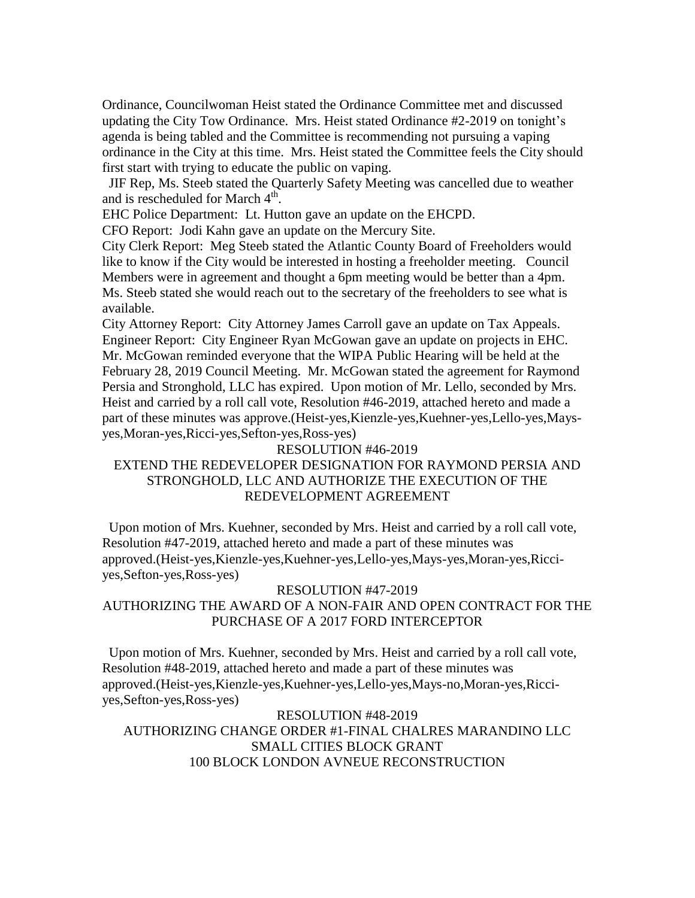Ordinance, Councilwoman Heist stated the Ordinance Committee met and discussed updating the City Tow Ordinance. Mrs. Heist stated Ordinance #2-2019 on tonight's agenda is being tabled and the Committee is recommending not pursuing a vaping ordinance in the City at this time. Mrs. Heist stated the Committee feels the City should first start with trying to educate the public on vaping.

JIF Rep, Ms. Steeb stated the Quarterly Safety Meeting was cancelled due to weather and is rescheduled for March 4th.

EHC Police Department: Lt. Hutton gave an update on the EHCPD.

CFO Report: Jodi Kahn gave an update on the Mercury Site.

City Clerk Report: Meg Steeb stated the Atlantic County Board of Freeholders would like to know if the City would be interested in hosting a freeholder meeting. Council Members were in agreement and thought a 6pm meeting would be better than a 4pm. Ms. Steeb stated she would reach out to the secretary of the freeholders to see what is available.

City Attorney Report: City Attorney James Carroll gave an update on Tax Appeals.

Engineer Report: City Engineer Ryan McGowan gave an update on projects in EHC. Mr. McGowan reminded everyone that the WIPA Public Hearing will be held at the February 28, 2019 Council Meeting. Mr. McGowan stated the agreement for Raymond Persia and Stronghold, LLC has expired. Upon motion of Mr. Lello, seconded by Mrs. Heist and carried by a roll call vote, Resolution #46-2019, attached hereto and made a part of these minutes was approve.(Heist-yes,Kienzle-yes,Kuehner-yes,Lello-yes,Mays-yes,Moran-yes,Ricci-yes,Sefton-yes,Ross-yes)

RESOLUTION #46-2019

EXTEND THE REDEVELOPER DESIGNATION FOR RAYMOND PERSIA AND STRONGHOLD, LLC AND AUTHORIZE THE EXECUTION OF THE REDEVELOPMENT AGREEMENT

Upon motion of Mrs. Kuehner, seconded by Mrs. Heist and carried by a roll call vote, Resolution #47-2019, attached hereto and made a part of these minutes was approved.(Heist-yes,Kienzle-yes,Kuehner-yes,Lello-yes,Mays-yes,Moran-yes,Ricci-yes,Sefton-yes,Ross-yes)

RESOLUTION #47-2019

AUTHORIZING THE AWARD OF A NON-FAIR AND OPEN CONTRACT FOR THE PURCHASE OF A 2017 FORD INTERCEPTOR

Upon motion of Mrs. Kuehner, seconded by Mrs. Heist and carried by a roll call vote, Resolution #48-2019, attached hereto and made a part of these minutes was approved.(Heist-yes,Kienzle-yes,Kuehner-yes,Lello-yes,Mays-no,Moran-yes,Ricci-yes,Sefton-yes,Ross-yes)

RESOLUTION #48-2019

AUTHORIZING CHANGE ORDER #1-FINAL CHALRES MARANDINO LLC
SMALL CITIES BLOCK GRANT
100 BLOCK LONDON AVNEUE RECONSTRUCTION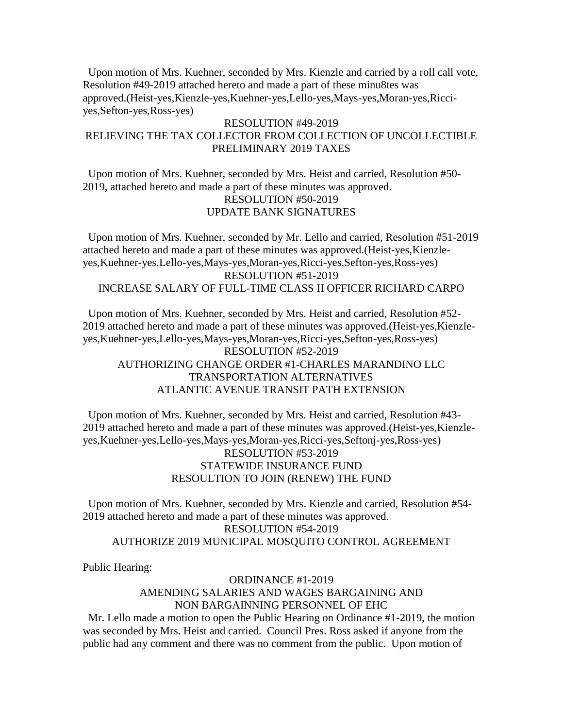Upon motion of Mrs. Kuehner, seconded by Mrs. Kienzle and carried by a roll call vote, Resolution #49-2019 attached hereto and made a part of these minu8tes was approved.(Heist-yes,Kienzle-yes,Kuehner-yes,Lello-yes,Mays-yes,Moran-yes,Ricci-yes,Sefton-yes,Ross-yes)

RESOLUTION #49-2019
RELIEVING THE TAX COLLECTOR FROM COLLECTION OF UNCOLLECTIBLE PRELIMINARY 2019 TAXES

Upon motion of Mrs. Kuehner, seconded by Mrs. Heist and carried, Resolution #50-2019, attached hereto and made a part of these minutes was approved.

RESOLUTION #50-2019
UPDATE BANK SIGNATURES

Upon motion of Mrs. Kuehner, seconded by Mr. Lello and carried, Resolution #51-2019 attached hereto and made a part of these minutes was approved.(Heist-yes,Kienzle-yes,Kuehner-yes,Lello-yes,Mays-yes,Moran-yes,Ricci-yes,Sefton-yes,Ross-yes)

RESOLUTION #51-2019
INCREASE SALARY OF FULL-TIME CLASS II OFFICER RICHARD CARPO

Upon motion of Mrs. Kuehner, seconded by Mrs. Heist and carried, Resolution #52-2019 attached hereto and made a part of these minutes was approved.(Heist-yes,Kienzle-yes,Kuehner-yes,Lello-yes,Mays-yes,Moran-yes,Ricci-yes,Sefton-yes,Ross-yes)

RESOLUTION #52-2019
AUTHORIZING CHANGE ORDER #1-CHARLES MARANDINO LLC
TRANSPORTATION ALTERNATIVES
ATLANTIC AVENUE TRANSIT PATH EXTENSION

Upon motion of Mrs. Kuehner, seconded by Mrs. Heist and carried, Resolution #43-2019 attached hereto and made a part of these minutes was approved.(Heist-yes,Kienzle-yes,Kuehner-yes,Lello-yes,Mays-yes,Moran-yes,Ricci-yes,Seftonj-yes,Ross-yes)

RESOLUTION #53-2019
STATEWIDE INSURANCE FUND
RESOULTION TO JOIN (RENEW) THE FUND

Upon motion of Mrs. Kuehner, seconded by Mrs. Kienzle and carried, Resolution #54-2019 attached hereto and made a part of these minutes was approved.

RESOLUTION #54-2019
AUTHORIZE 2019 MUNICIPAL MOSQUITO CONTROL AGREEMENT

Public Hearing:

ORDINANCE #1-2019
AMENDING SALARIES AND WAGES BARGAINING AND NON BARGAINNING PERSONNEL OF EHC

Mr. Lello made a motion to open the Public Hearing on Ordinance #1-2019, the motion was seconded by Mrs. Heist and carried. Council Pres. Ross asked if anyone from the public had any comment and there was no comment from the public. Upon motion of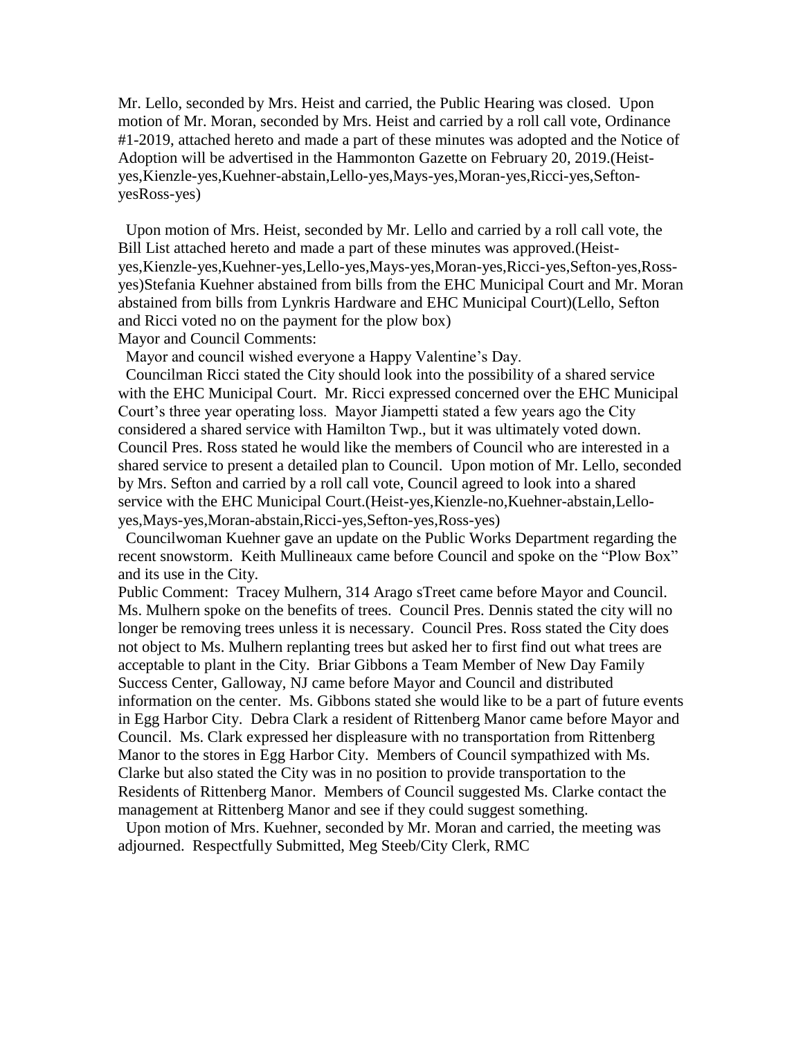Mr. Lello, seconded by Mrs. Heist and carried, the Public Hearing was closed. Upon motion of Mr. Moran, seconded by Mrs. Heist and carried by a roll call vote, Ordinance #1-2019, attached hereto and made a part of these minutes was adopted and the Notice of Adoption will be advertised in the Hammonton Gazette on February 20, 2019.(Heist-yes,Kienzle-yes,Kuehner-abstain,Lello-yes,Mays-yes,Moran-yes,Ricci-yes,Sefton-yesRoss-yes)

Upon motion of Mrs. Heist, seconded by Mr. Lello and carried by a roll call vote, the Bill List attached hereto and made a part of these minutes was approved.(Heist-yes,Kienzle-yes,Kuehner-yes,Lello-yes,Mays-yes,Moran-yes,Ricci-yes,Sefton-yes,Ross-yes)Stefania Kuehner abstained from bills from the EHC Municipal Court and Mr. Moran abstained from bills from Lynkris Hardware and EHC Municipal Court)(Lello, Sefton and Ricci voted no on the payment for the plow box)

Mayor and Council Comments:

Mayor and council wished everyone a Happy Valentine's Day.

Councilman Ricci stated the City should look into the possibility of a shared service with the EHC Municipal Court. Mr. Ricci expressed concerned over the EHC Municipal Court's three year operating loss. Mayor Jiampetti stated a few years ago the City considered a shared service with Hamilton Twp., but it was ultimately voted down. Council Pres. Ross stated he would like the members of Council who are interested in a shared service to present a detailed plan to Council. Upon motion of Mr. Lello, seconded by Mrs. Sefton and carried by a roll call vote, Council agreed to look into a shared service with the EHC Municipal Court.(Heist-yes,Kienzle-no,Kuehner-abstain,Lello-yes,Mays-yes,Moran-abstain,Ricci-yes,Sefton-yes,Ross-yes)

Councilwoman Kuehner gave an update on the Public Works Department regarding the recent snowstorm. Keith Mullineaux came before Council and spoke on the "Plow Box" and its use in the City.

Public Comment: Tracey Mulhern, 314 Arago sTreet came before Mayor and Council. Ms. Mulhern spoke on the benefits of trees. Council Pres. Dennis stated the city will no longer be removing trees unless it is necessary. Council Pres. Ross stated the City does not object to Ms. Mulhern replanting trees but asked her to first find out what trees are acceptable to plant in the City. Briar Gibbons a Team Member of New Day Family Success Center, Galloway, NJ came before Mayor and Council and distributed information on the center. Ms. Gibbons stated she would like to be a part of future events in Egg Harbor City. Debra Clark a resident of Rittenberg Manor came before Mayor and Council. Ms. Clark expressed her displeasure with no transportation from Rittenberg Manor to the stores in Egg Harbor City. Members of Council sympathized with Ms. Clarke but also stated the City was in no position to provide transportation to the Residents of Rittenberg Manor. Members of Council suggested Ms. Clarke contact the management at Rittenberg Manor and see if they could suggest something.

Upon motion of Mrs. Kuehner, seconded by Mr. Moran and carried, the meeting was adjourned. Respectfully Submitted, Meg Steeb/City Clerk, RMC